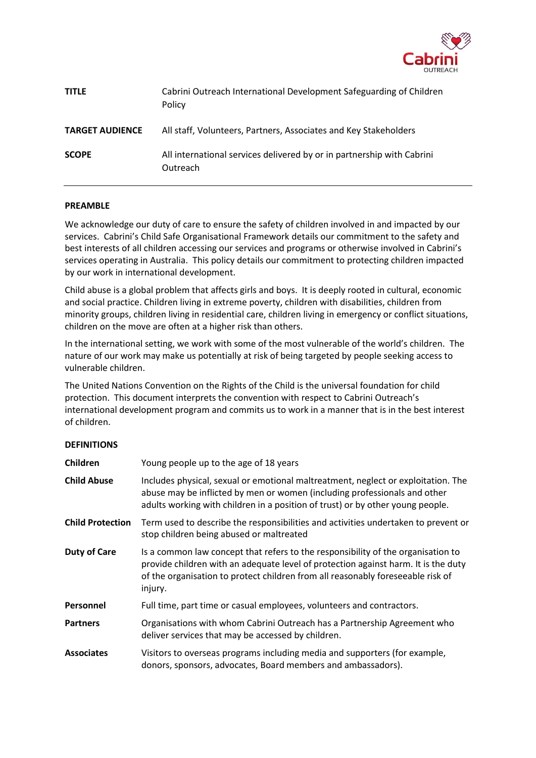| | |
|---|---|
| **TITLE** | Cabrini Outreach International Development Safeguarding of Children Policy |
| **TARGET AUDIENCE** | All staff, Volunteers, Partners, Associates and Key Stakeholders |
| **SCOPE** | All international services delivered by or in partnership with Cabrini Outreach |

## PREAMBLE

We acknowledge our duty of care to ensure the safety of children involved in and impacted by our services. Cabrini's Child Safe Organisational Framework details our commitment to the safety and best interests of all children accessing our services and programs or otherwise involved in Cabrini's services operating in Australia. This policy details our commitment to protecting children impacted by our work in international development.

Child abuse is a global problem that affects girls and boys. It is deeply rooted in cultural, economic and social practice. Children living in extreme poverty, children with disabilities, children from minority groups, children living in residential care, children living in emergency or conflict situations, children on the move are often at a higher risk than others.

In the international setting, we work with some of the most vulnerable of the world's children. The nature of our work may make us potentially at risk of being targeted by people seeking access to vulnerable children.

The United Nations Convention on the Rights of the Child is the universal foundation for child protection. This document interprets the convention with respect to Cabrini Outreach's international development program and commits us to work in a manner that is in the best interest of children.

## DEFINITIONS

| | |
|---|---|
| **Children** | Young people up to the age of 18 years |
| **Child Abuse** | Includes physical, sexual or emotional maltreatment, neglect or exploitation. The abuse may be inflicted by men or women (including professionals and other adults working with children in a position of trust) or by other young people. |
| **Child Protection** | Term used to describe the responsibilities and activities undertaken to prevent or stop children being abused or maltreated |
| **Duty of Care** | Is a common law concept that refers to the responsibility of the organisation to provide children with an adequate level of protection against harm. It is the duty of the organisation to protect children from all reasonably foreseeable risk of injury. |
| **Personnel** | Full time, part time or casual employees, volunteers and contractors. |
| **Partners** | Organisations with whom Cabrini Outreach has a Partnership Agreement who deliver services that may be accessed by children. |
| **Associates** | Visitors to overseas programs including media and supporters (for example, donors, sponsors, advocates, Board members and ambassadors). |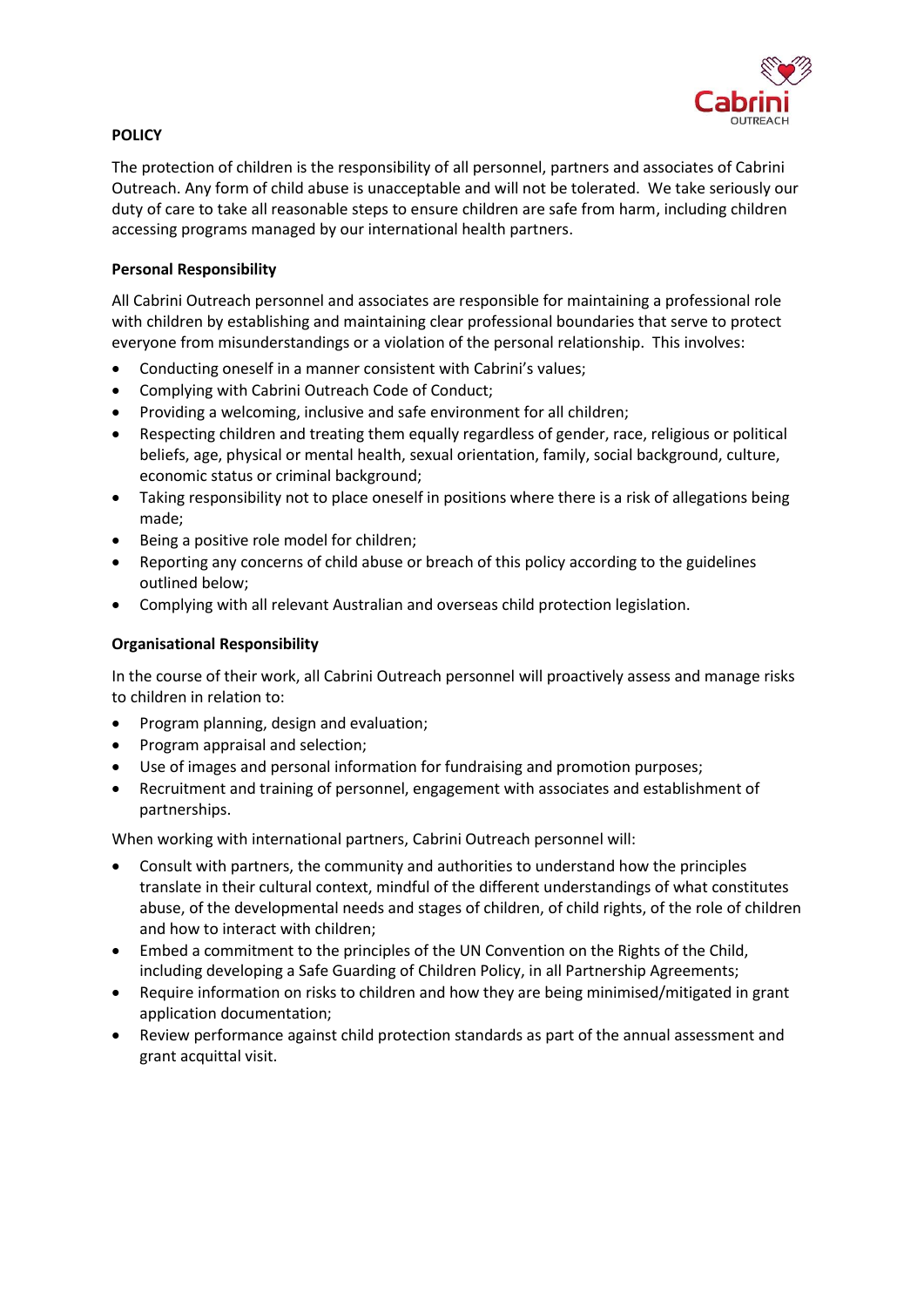## POLICY

The protection of children is the responsibility of all personnel, partners and associates of Cabrini Outreach. Any form of child abuse is unacceptable and will not be tolerated. We take seriously our duty of care to take all reasonable steps to ensure children are safe from harm, including children accessing programs managed by our international health partners.

### Personal Responsibility

All Cabrini Outreach personnel and associates are responsible for maintaining a professional role with children by establishing and maintaining clear professional boundaries that serve to protect everyone from misunderstandings or a violation of the personal relationship. This involves:

- Conducting oneself in a manner consistent with Cabrini's values;
- Complying with Cabrini Outreach Code of Conduct;
- Providing a welcoming, inclusive and safe environment for all children;
- Respecting children and treating them equally regardless of gender, race, religious or political beliefs, age, physical or mental health, sexual orientation, family, social background, culture, economic status or criminal background;
- Taking responsibility not to place oneself in positions where there is a risk of allegations being made;
- Being a positive role model for children;
- Reporting any concerns of child abuse or breach of this policy according to the guidelines outlined below;
- Complying with all relevant Australian and overseas child protection legislation.

### Organisational Responsibility

In the course of their work, all Cabrini Outreach personnel will proactively assess and manage risks to children in relation to:

- Program planning, design and evaluation;
- Program appraisal and selection;
- Use of images and personal information for fundraising and promotion purposes;
- Recruitment and training of personnel, engagement with associates and establishment of partnerships.

When working with international partners, Cabrini Outreach personnel will:

- Consult with partners, the community and authorities to understand how the principles translate in their cultural context, mindful of the different understandings of what constitutes abuse, of the developmental needs and stages of children, of child rights, of the role of children and how to interact with children;
- Embed a commitment to the principles of the UN Convention on the Rights of the Child, including developing a Safe Guarding of Children Policy, in all Partnership Agreements;
- Require information on risks to children and how they are being minimised/mitigated in grant application documentation;
- Review performance against child protection standards as part of the annual assessment and grant acquittal visit.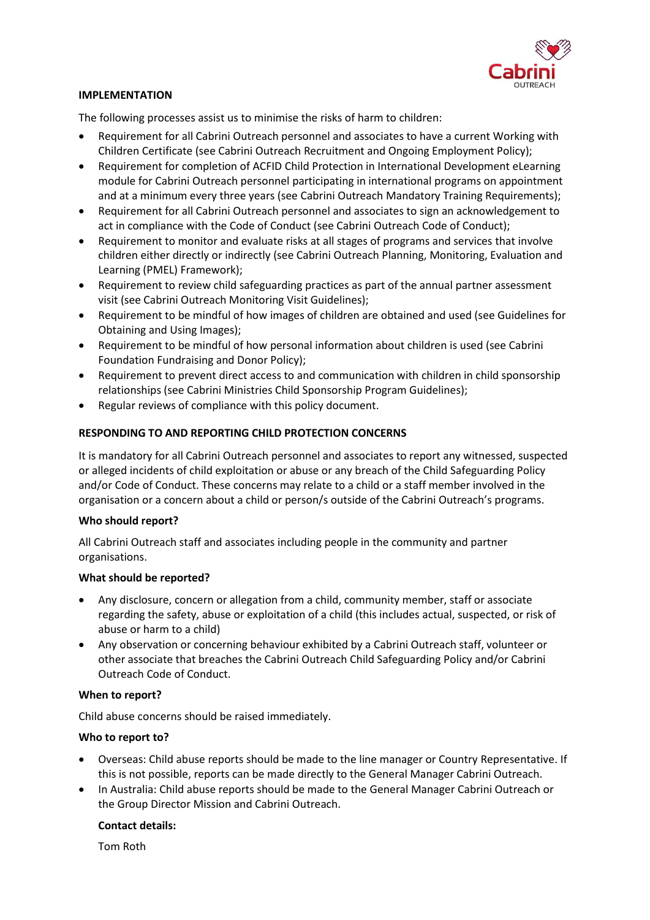**IMPLEMENTATION**

The following processes assist us to minimise the risks of harm to children:

- Requirement for all Cabrini Outreach personnel and associates to have a current Working with Children Certificate (see Cabrini Outreach Recruitment and Ongoing Employment Policy);
- Requirement for completion of ACFID Child Protection in International Development eLearning module for Cabrini Outreach personnel participating in international programs on appointment and at a minimum every three years (see Cabrini Outreach Mandatory Training Requirements);
- Requirement for all Cabrini Outreach personnel and associates to sign an acknowledgement to act in compliance with the Code of Conduct (see Cabrini Outreach Code of Conduct);
- Requirement to monitor and evaluate risks at all stages of programs and services that involve children either directly or indirectly (see Cabrini Outreach Planning, Monitoring, Evaluation and Learning (PMEL) Framework);
- Requirement to review child safeguarding practices as part of the annual partner assessment visit (see Cabrini Outreach Monitoring Visit Guidelines);
- Requirement to be mindful of how images of children are obtained and used (see Guidelines for Obtaining and Using Images);
- Requirement to be mindful of how personal information about children is used (see Cabrini Foundation Fundraising and Donor Policy);
- Requirement to prevent direct access to and communication with children in child sponsorship relationships (see Cabrini Ministries Child Sponsorship Program Guidelines);
- Regular reviews of compliance with this policy document.

**RESPONDING TO AND REPORTING CHILD PROTECTION CONCERNS**

It is mandatory for all Cabrini Outreach personnel and associates to report any witnessed, suspected or alleged incidents of child exploitation or abuse or any breach of the Child Safeguarding Policy and/or Code of Conduct. These concerns may relate to a child or a staff member involved in the organisation or a concern about a child or person/s outside of the Cabrini Outreach's programs.

**Who should report?**

All Cabrini Outreach staff and associates including people in the community and partner organisations.

**What should be reported?**

- Any disclosure, concern or allegation from a child, community member, staff or associate regarding the safety, abuse or exploitation of a child (this includes actual, suspected, or risk of abuse or harm to a child)
- Any observation or concerning behaviour exhibited by a Cabrini Outreach staff, volunteer or other associate that breaches the Cabrini Outreach Child Safeguarding Policy and/or Cabrini Outreach Code of Conduct.

**When to report?**

Child abuse concerns should be raised immediately.

**Who to report to?**

- Overseas: Child abuse reports should be made to the line manager or Country Representative. If this is not possible, reports can be made directly to the General Manager Cabrini Outreach.
- In Australia: Child abuse reports should be made to the General Manager Cabrini Outreach or the Group Director Mission and Cabrini Outreach.

  **Contact details:**

  Tom Roth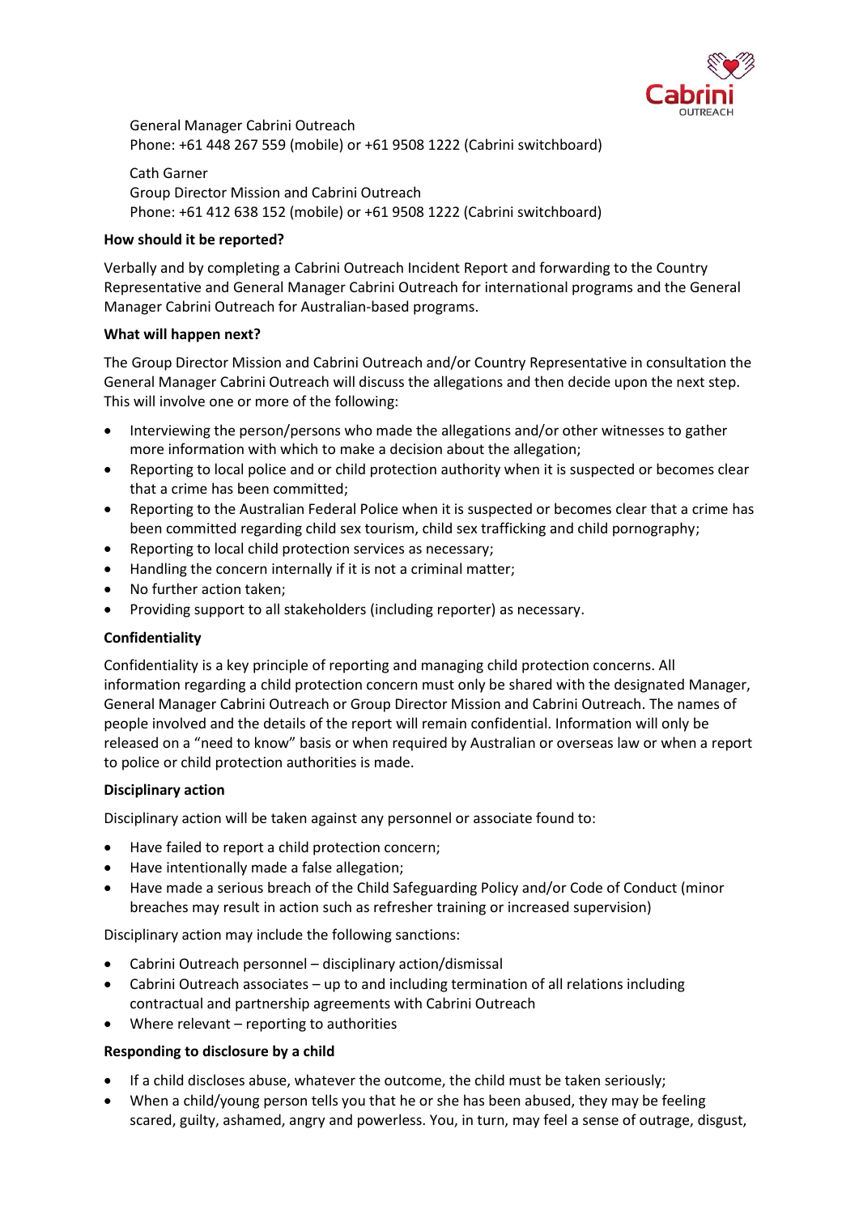General Manager Cabrini Outreach
Phone: +61 448 267 559 (mobile) or +61 9508 1222 (Cabrini switchboard)

Cath Garner
Group Director Mission and Cabrini Outreach
Phone: +61 412 638 152 (mobile) or +61 9508 1222 (Cabrini switchboard)

**How should it be reported?**

Verbally and by completing a Cabrini Outreach Incident Report and forwarding to the Country Representative and General Manager Cabrini Outreach for international programs and the General Manager Cabrini Outreach for Australian-based programs.

**What will happen next?**

The Group Director Mission and Cabrini Outreach and/or Country Representative in consultation the General Manager Cabrini Outreach will discuss the allegations and then decide upon the next step. This will involve one or more of the following:

- Interviewing the person/persons who made the allegations and/or other witnesses to gather more information with which to make a decision about the allegation;
- Reporting to local police and or child protection authority when it is suspected or becomes clear that a crime has been committed;
- Reporting to the Australian Federal Police when it is suspected or becomes clear that a crime has been committed regarding child sex tourism, child sex trafficking and child pornography;
- Reporting to local child protection services as necessary;
- Handling the concern internally if it is not a criminal matter;
- No further action taken;
- Providing support to all stakeholders (including reporter) as necessary.

**Confidentiality**

Confidentiality is a key principle of reporting and managing child protection concerns. All information regarding a child protection concern must only be shared with the designated Manager, General Manager Cabrini Outreach or Group Director Mission and Cabrini Outreach. The names of people involved and the details of the report will remain confidential. Information will only be released on a "need to know" basis or when required by Australian or overseas law or when a report to police or child protection authorities is made.

**Disciplinary action**

Disciplinary action will be taken against any personnel or associate found to:

- Have failed to report a child protection concern;
- Have intentionally made a false allegation;
- Have made a serious breach of the Child Safeguarding Policy and/or Code of Conduct (minor breaches may result in action such as refresher training or increased supervision)

Disciplinary action may include the following sanctions:

- Cabrini Outreach personnel – disciplinary action/dismissal
- Cabrini Outreach associates – up to and including termination of all relations including contractual and partnership agreements with Cabrini Outreach
- Where relevant – reporting to authorities

**Responding to disclosure by a child**

- If a child discloses abuse, whatever the outcome, the child must be taken seriously;
- When a child/young person tells you that he or she has been abused, they may be feeling scared, guilty, ashamed, angry and powerless. You, in turn, may feel a sense of outrage, disgust,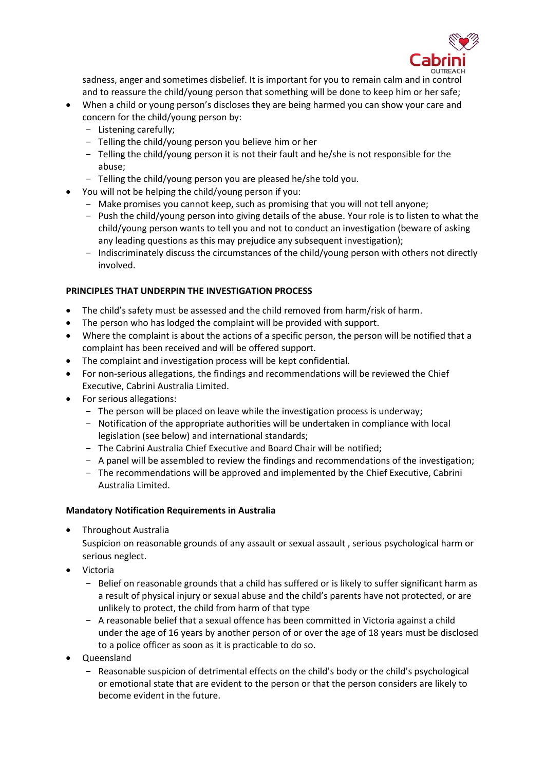sadness, anger and sometimes disbelief. It is important for you to remain calm and in control and to reassure the child/young person that something will be done to keep him or her safe;

- When a child or young person's discloses they are being harmed you can show your care and concern for the child/young person by:
  - Listening carefully;
  - Telling the child/young person you believe him or her
  - Telling the child/young person it is not their fault and he/she is not responsible for the abuse;
  - Telling the child/young person you are pleased he/she told you.
- You will not be helping the child/young person if you:
  - Make promises you cannot keep, such as promising that you will not tell anyone;
  - Push the child/young person into giving details of the abuse. Your role is to listen to what the child/young person wants to tell you and not to conduct an investigation (beware of asking any leading questions as this may prejudice any subsequent investigation);
  - Indiscriminately discuss the circumstances of the child/young person with others not directly involved.

**PRINCIPLES THAT UNDERPIN THE INVESTIGATION PROCESS**

- The child's safety must be assessed and the child removed from harm/risk of harm.
- The person who has lodged the complaint will be provided with support.
- Where the complaint is about the actions of a specific person, the person will be notified that a complaint has been received and will be offered support.
- The complaint and investigation process will be kept confidential.
- For non-serious allegations, the findings and recommendations will be reviewed the Chief Executive, Cabrini Australia Limited.
- For serious allegations:
  - The person will be placed on leave while the investigation process is underway;
  - Notification of the appropriate authorities will be undertaken in compliance with local legislation (see below) and international standards;
  - The Cabrini Australia Chief Executive and Board Chair will be notified;
  - A panel will be assembled to review the findings and recommendations of the investigation;
  - The recommendations will be approved and implemented by the Chief Executive, Cabrini Australia Limited.

**Mandatory Notification Requirements in Australia**

- Throughout Australia
  Suspicion on reasonable grounds of any assault or sexual assault , serious psychological harm or serious neglect.
- Victoria
  - Belief on reasonable grounds that a child has suffered or is likely to suffer significant harm as a result of physical injury or sexual abuse and the child's parents have not protected, or are unlikely to protect, the child from harm of that type
  - A reasonable belief that a sexual offence has been committed in Victoria against a child under the age of 16 years by another person of or over the age of 18 years must be disclosed to a police officer as soon as it is practicable to do so.
- Queensland
  - Reasonable suspicion of detrimental effects on the child's body or the child's psychological or emotional state that are evident to the person or that the person considers are likely to become evident in the future.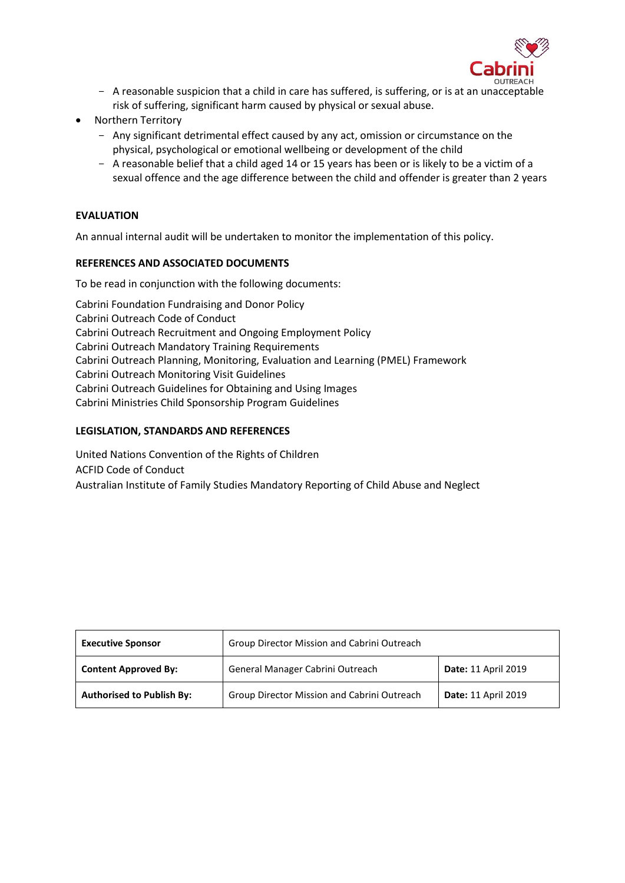- A reasonable suspicion that a child in care has suffered, is suffering, or is at an unacceptable risk of suffering, significant harm caused by physical or sexual abuse.
- Northern Territory
  - Any significant detrimental effect caused by any act, omission or circumstance on the physical, psychological or emotional wellbeing or development of the child
  - A reasonable belief that a child aged 14 or 15 years has been or is likely to be a victim of a sexual offence and the age difference between the child and offender is greater than 2 years

**EVALUATION**

An annual internal audit will be undertaken to monitor the implementation of this policy.

**REFERENCES AND ASSOCIATED DOCUMENTS**

To be read in conjunction with the following documents:

Cabrini Foundation Fundraising and Donor Policy
Cabrini Outreach Code of Conduct
Cabrini Outreach Recruitment and Ongoing Employment Policy
Cabrini Outreach Mandatory Training Requirements
Cabrini Outreach Planning, Monitoring, Evaluation and Learning (PMEL) Framework
Cabrini Outreach Monitoring Visit Guidelines
Cabrini Outreach Guidelines for Obtaining and Using Images
Cabrini Ministries Child Sponsorship Program Guidelines

**LEGISLATION, STANDARDS AND REFERENCES**

United Nations Convention of the Rights of Children
ACFID Code of Conduct
Australian Institute of Family Studies Mandatory Reporting of Child Abuse and Neglect

| | | |
|---|---|---|
| **Executive Sponsor** | Group Director Mission and Cabrini Outreach | |
| **Content Approved By:** | General Manager Cabrini Outreach | **Date:** 11 April 2019 |
| **Authorised to Publish By:** | Group Director Mission and Cabrini Outreach | **Date:** 11 April 2019 |